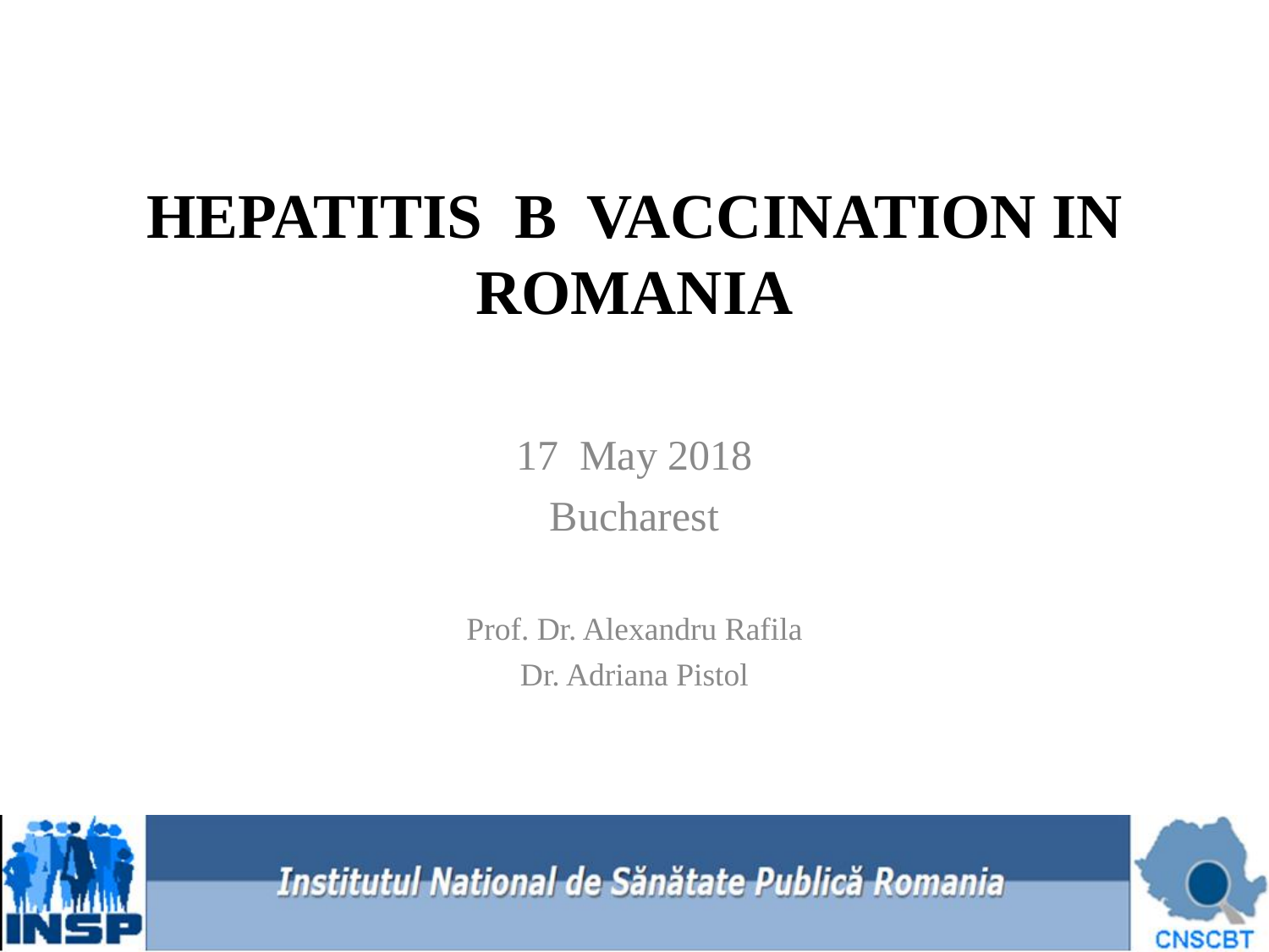# HEPATITIS B VACCINATION IN ROMANIA

17 May 2018

Bucharest

Prof. Dr. Alexandru Rafila

Dr. Adriana Pistol

Institutul National de Sănătate Publică Romania

INSP

CNSCBT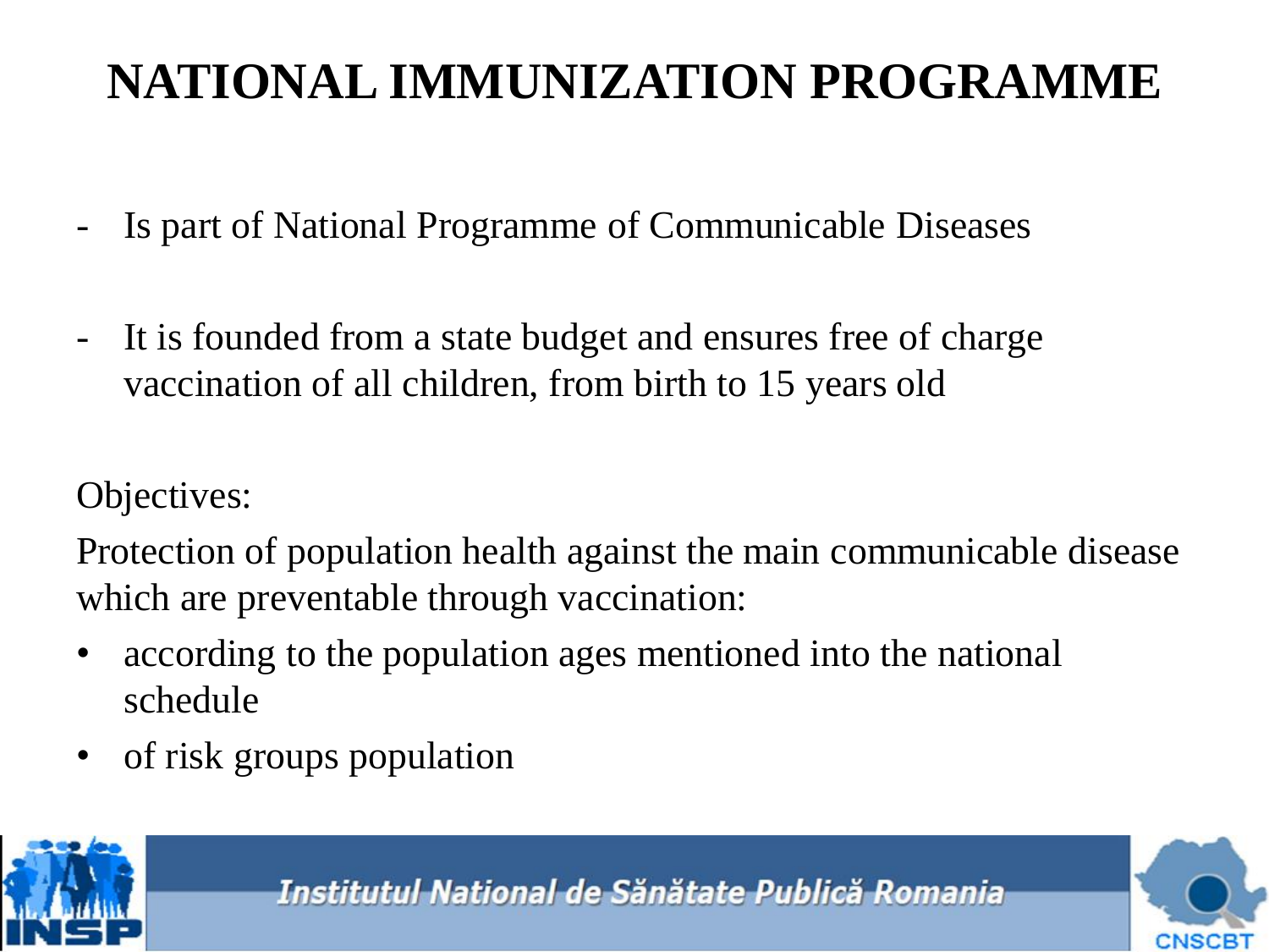# NATIONAL IMMUNIZATION PROGRAMME

- Is part of National Programme of Communicable Diseases

- It is founded from a state budget and ensures free of charge vaccination of all children, from birth to 15 years old

Objectives:

Protection of population health against the main communicable disease which are preventable through vaccination:

- according to the population ages mentioned into the national schedule
- of risk groups population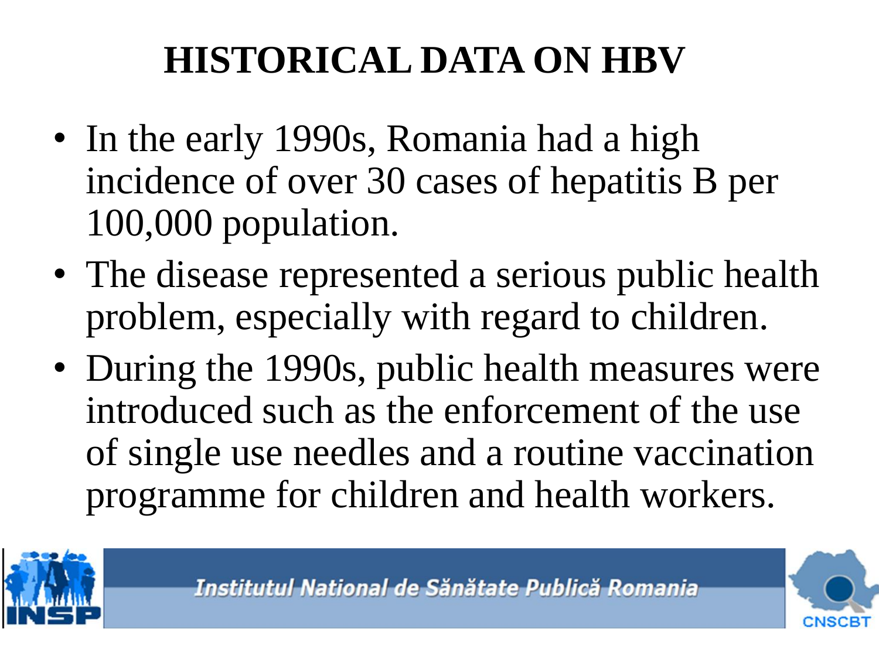# HISTORICAL DATA ON HBV

- In the early 1990s, Romania had a high incidence of over 30 cases of hepatitis B per 100,000 population.
- The disease represented a serious public health problem, especially with regard to children.
- During the 1990s, public health measures were introduced such as the enforcement of the use of single use needles and a routine vaccination programme for children and health workers.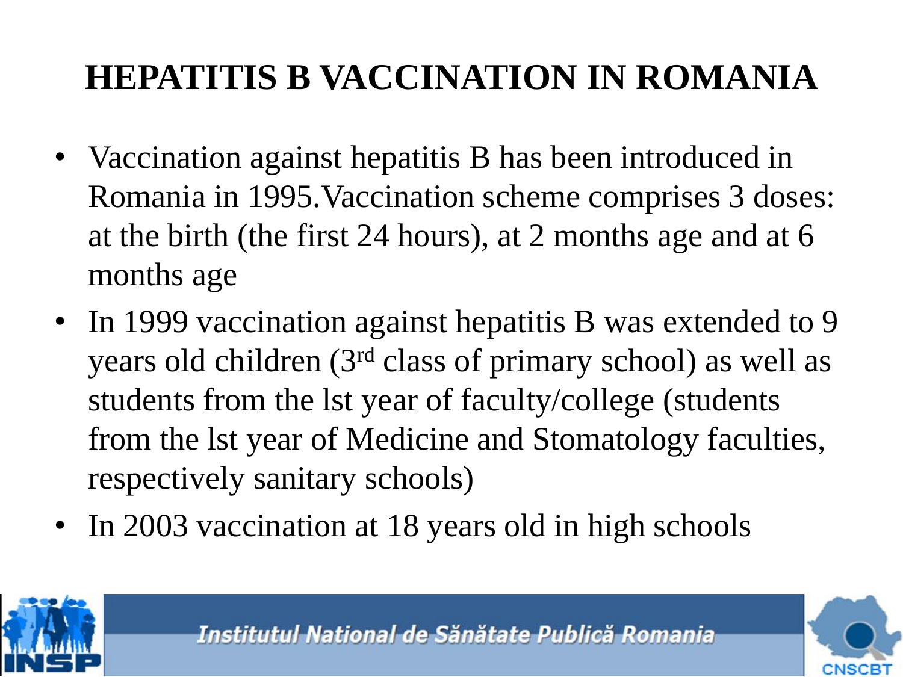# HEPATITIS B VACCINATION IN ROMANIA

- Vaccination against hepatitis B has been introduced in Romania in 1995.Vaccination scheme comprises 3 doses: at the birth (the first 24 hours), at 2 months age and at 6 months age
- In 1999 vaccination against hepatitis B was extended to 9 years old children (3rd class of primary school) as well as students from the lst year of faculty/college (students from the lst year of Medicine and Stomatology faculties, respectively sanitary schools)
- In 2003 vaccination at 18 years old in high schools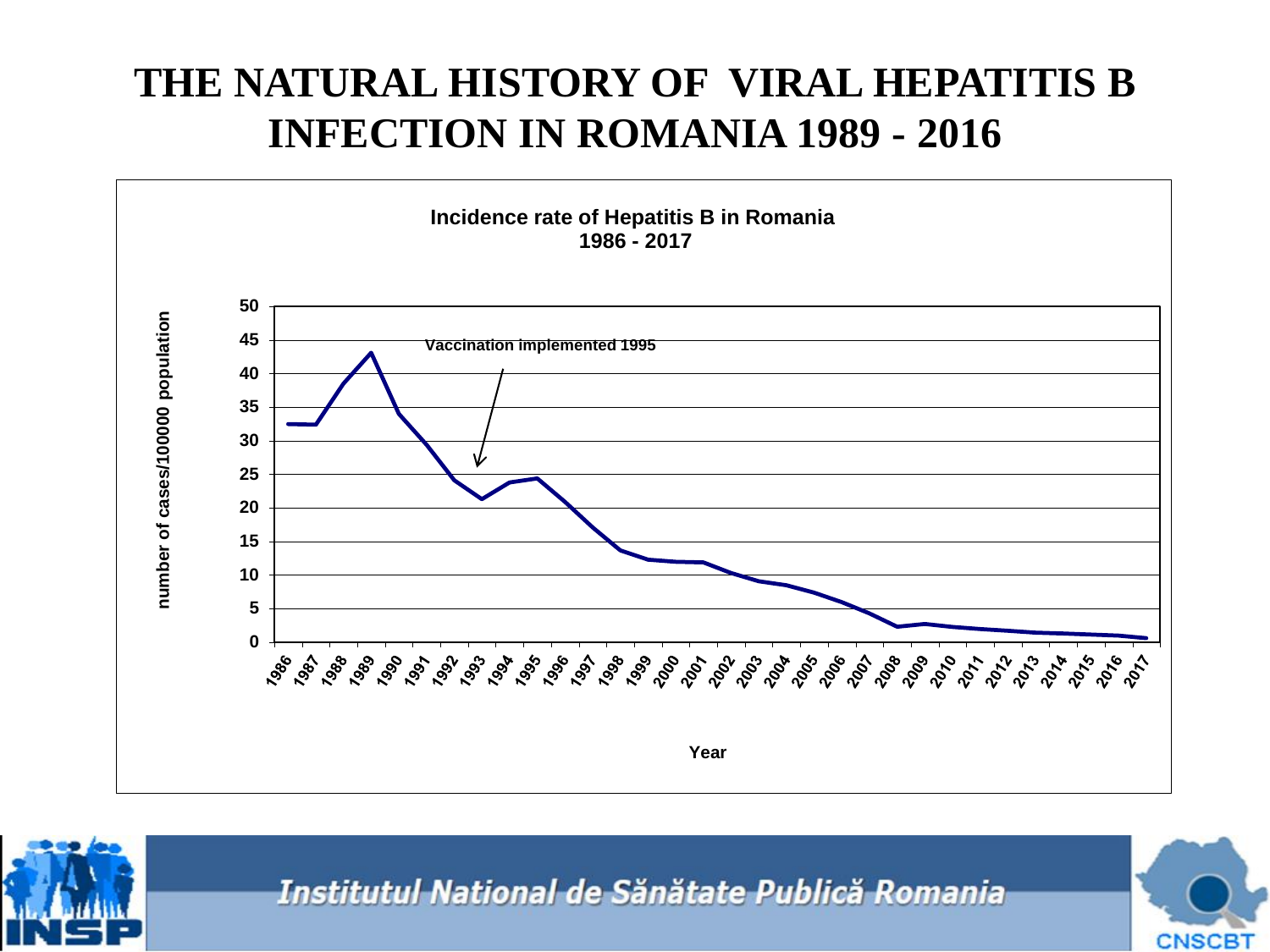# THE NATURAL HISTORY OF VIRAL HEPATITIS B INFECTION IN ROMANIA 1989 - 2016

**Incidence rate of Hepatitis B in Romania 1986 - 2017**

Vaccination implemented 1995

number of cases/100000 population

Year

Institutul National de Sănătate Publică Romania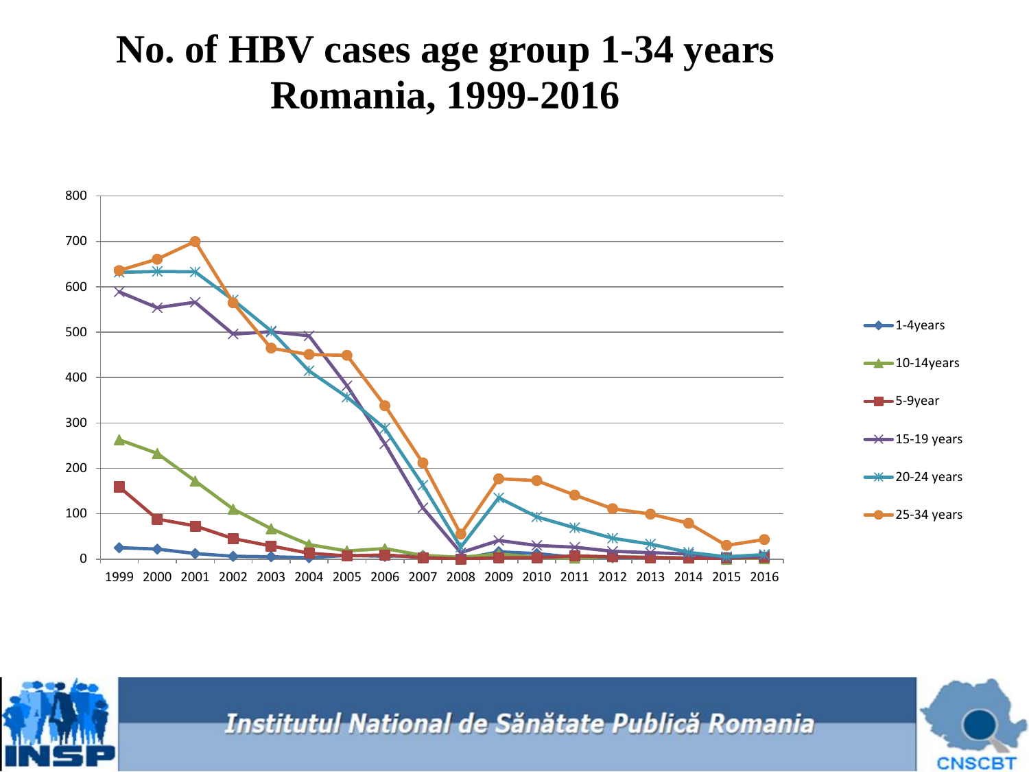# No. of HBV cases age group 1-34 years Romania, 1999-2016

800
700
600
500
400
300
200
100
0

1999 2000 2001 2002 2003 2004 2005 2006 2007 2008 2009 2010 2011 2012 2013 2014 2015 2016

- 1-4years
- 10-14years
- 5-9year
- 15-19 years
- 20-24 years
- 25-34 years

Institutul National de Sănătate Publică Romania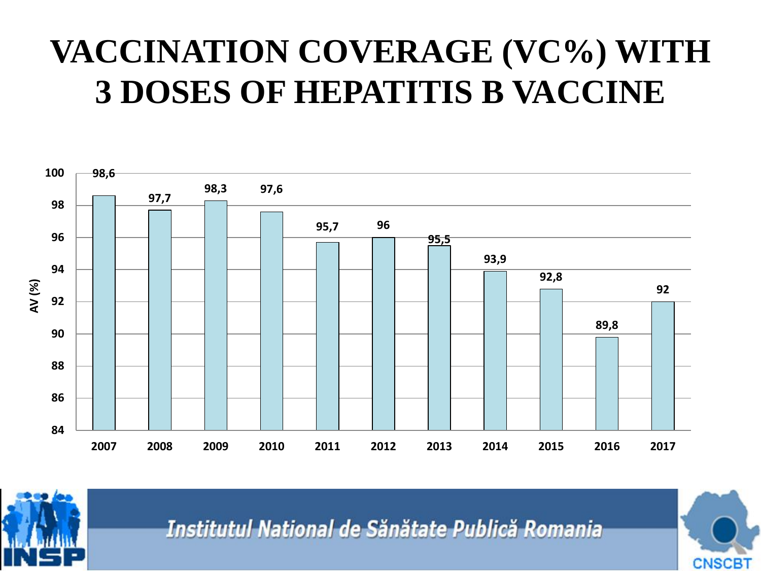# VACCINATION COVERAGE (VC%) WITH 3 DOSES OF HEPATITIS B VACCINE

| Year | AV (%) |
|---|---|
| 2007 | 98,6 |
| 2008 | 97,7 |
| 2009 | 98,3 |
| 2010 | 97,6 |
| 2011 | 95,7 |
| 2012 | 96 |
| 2013 | 95,5 |
| 2014 | 93,9 |
| 2015 | 92,8 |
| 2016 | 89,8 |
| 2017 | 92 |

Institutul National de Sănătate Publică Romania

INSP

CNSCBT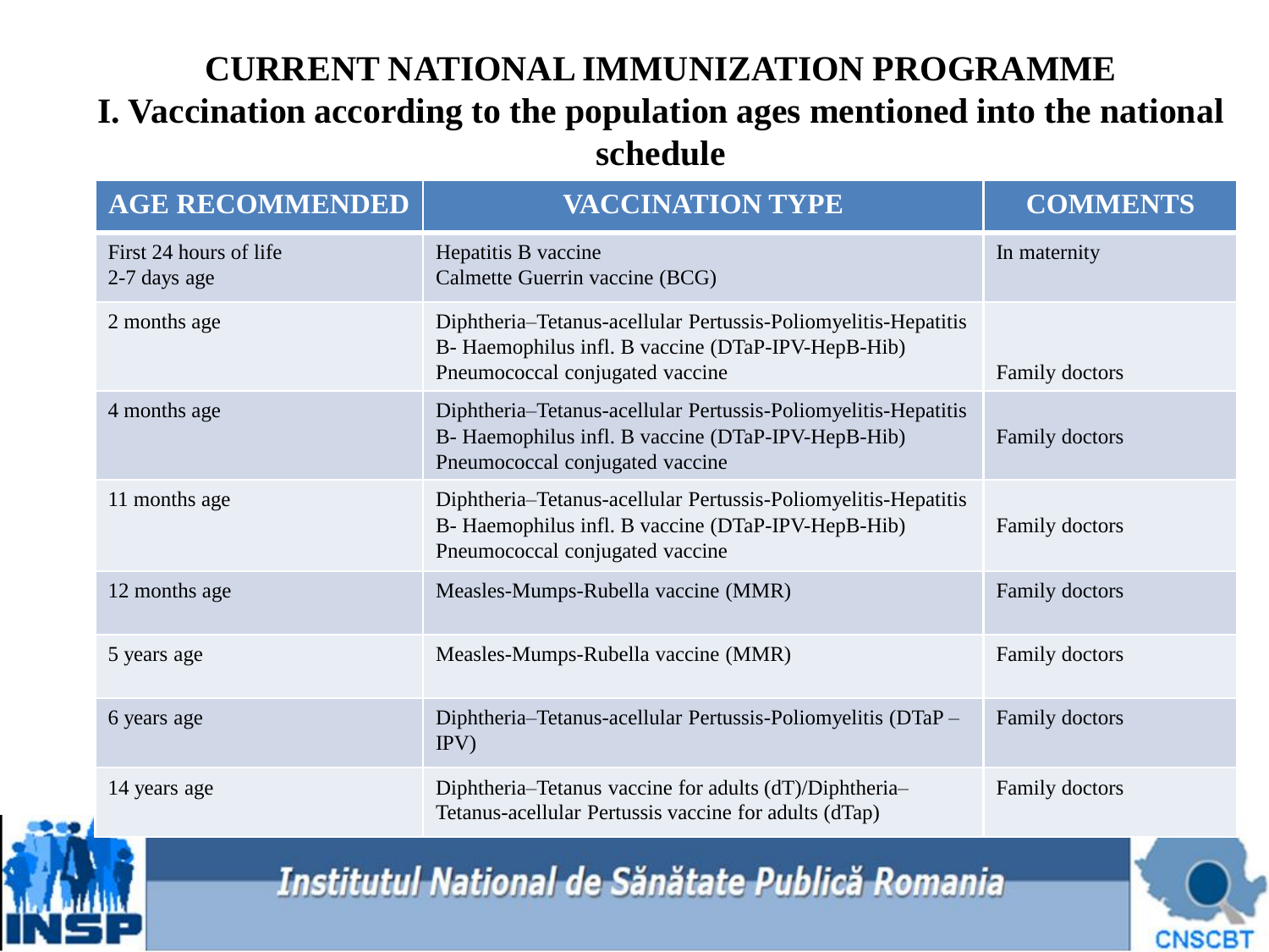# CURRENT NATIONAL IMMUNIZATION PROGRAMME

## I. Vaccination according to the population ages mentioned into the national schedule

| AGE RECOMMENDED | VACCINATION TYPE | COMMENTS |
|---|---|---|
| First 24 hours of life<br>2-7 days age | Hepatitis B vaccine<br>Calmette Guerrin vaccine (BCG) | In maternity |
| 2 months age | Diphtheria–Tetanus-acellular Pertussis-Poliomyelitis-Hepatitis B- Haemophilus infl. B vaccine (DTaP-IPV-HepB-Hib)<br>Pneumococcal conjugated vaccine | Family doctors |
| 4 months age | Diphtheria–Tetanus-acellular Pertussis-Poliomyelitis-Hepatitis B- Haemophilus infl. B vaccine (DTaP-IPV-HepB-Hib)<br>Pneumococcal conjugated vaccine | Family doctors |
| 11 months age | Diphtheria–Tetanus-acellular Pertussis-Poliomyelitis-Hepatitis B- Haemophilus infl. B vaccine (DTaP-IPV-HepB-Hib)<br>Pneumococcal conjugated vaccine | Family doctors |
| 12 months age | Measles-Mumps-Rubella vaccine (MMR) | Family doctors |
| 5 years age | Measles-Mumps-Rubella vaccine (MMR) | Family doctors |
| 6 years age | Diphtheria–Tetanus-acellular Pertussis-Poliomyelitis (DTaP – IPV) | Family doctors |
| 14 years age | Diphtheria–Tetanus vaccine for adults (dT)/Diphtheria–Tetanus-acellular Pertussis vaccine for adults (dTap) | Family doctors |

Institutul National de Sănătate Publică Romania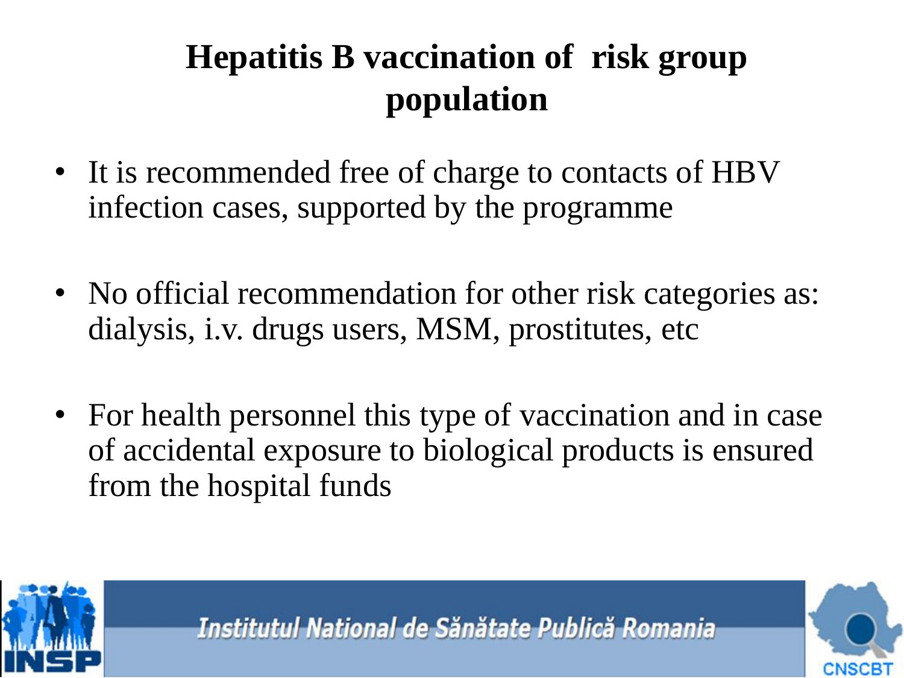# Hepatitis B vaccination of risk group population

- It is recommended free of charge to contacts of HBV infection cases, supported by the programme
- No official recommendation for other risk categories as: dialysis, i.v. drugs users, MSM, prostitutes, etc
- For health personnel this type of vaccination and in case of accidental exposure to biological products is ensured from the hospital funds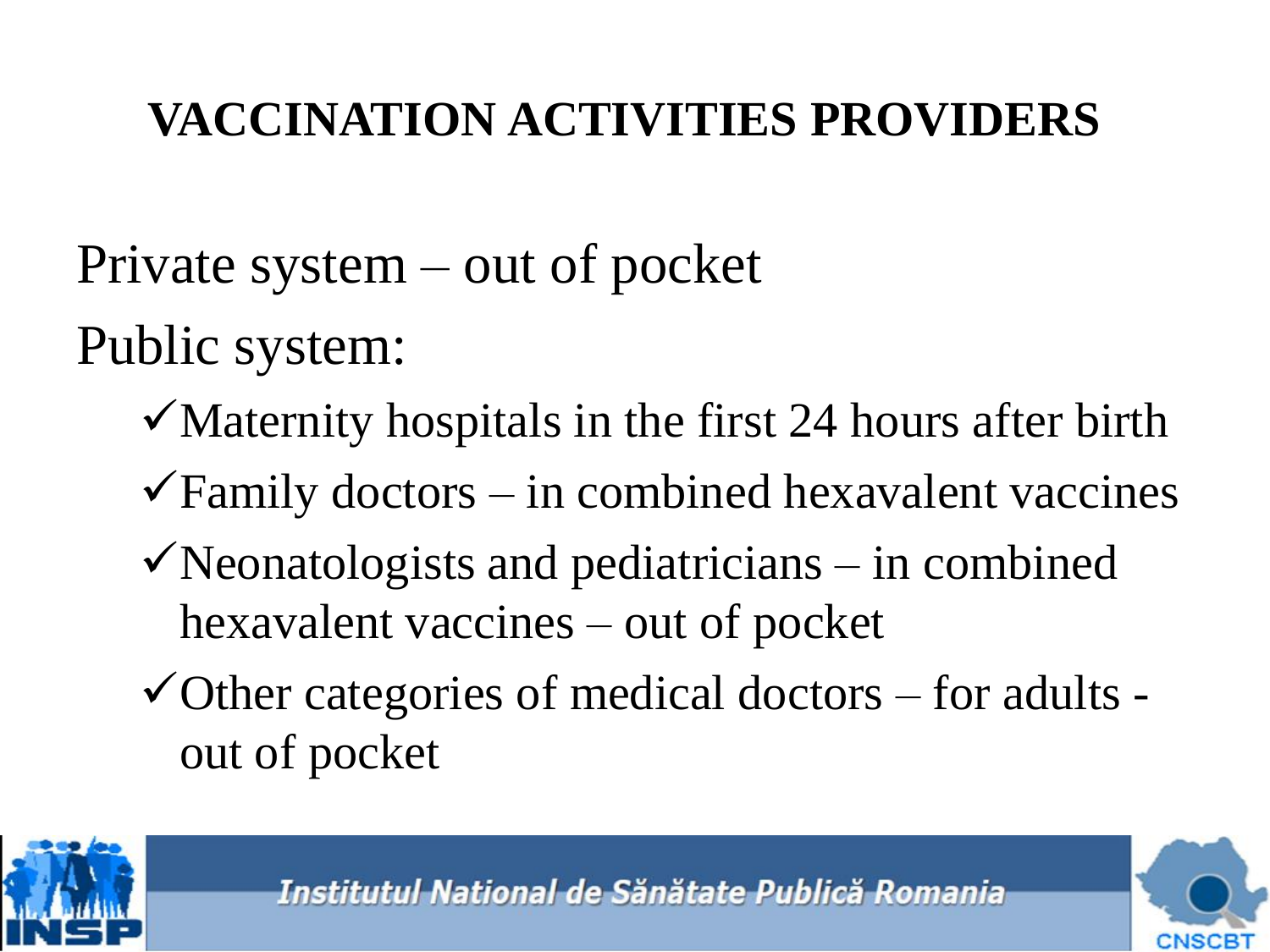# VACCINATION ACTIVITIES PROVIDERS

Private system – out of pocket

Public system:

- ✓Maternity hospitals in the first 24 hours after birth
- ✓Family doctors – in combined hexavalent vaccines
- ✓Neonatologists and pediatricians – in combined hexavalent vaccines – out of pocket
- ✓Other categories of medical doctors – for adults - out of pocket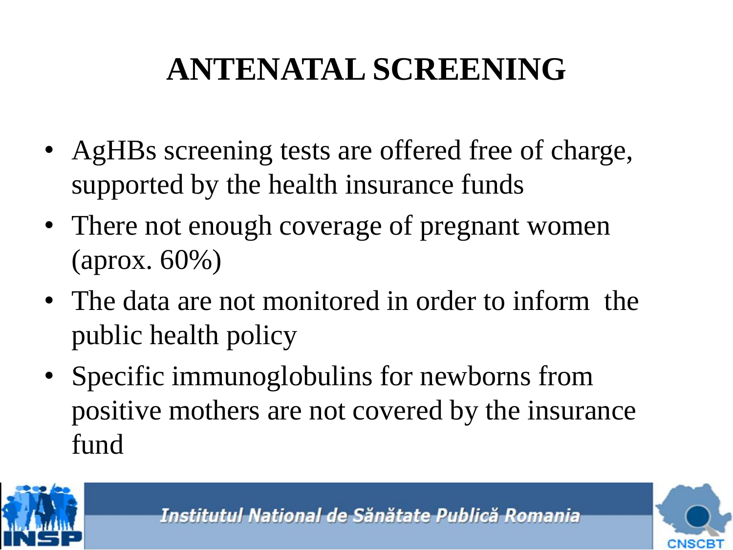# ANTENATAL SCREENING

- AgHBs screening tests are offered free of charge, supported by the health insurance funds
- There not enough coverage of pregnant women (aprox. 60%)
- The data are not monitored in order to inform the public health policy
- Specific immunoglobulins for newborns from positive mothers are not covered by the insurance fund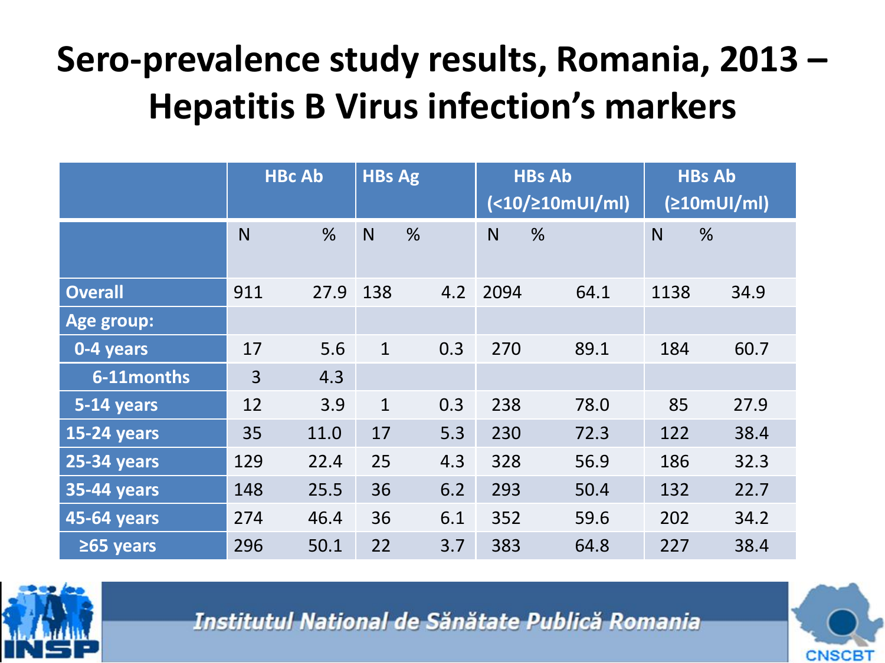# Sero-prevalence study results, Romania, 2013 – Hepatitis B Virus infection's markers

| | HBc Ab | | HBs Ag | | HBs Ab (<10/≥10mUI/ml) | | HBs Ab (≥10mUI/ml) | |
|---|---|---|---|---|---|---|---|---|
| | N | % | N | % | N | % | N | % |
| **Overall** | 911 | 27.9 | 138 | 4.2 | 2094 | 64.1 | 1138 | 34.9 |
| **Age group:** | | | | | | | | |
| **0-4 years** | 17 | 5.6 | 1 | 0.3 | 270 | 89.1 | 184 | 60.7 |
| **6-11months** | 3 | 4.3 | | | | | | |
| **5-14 years** | 12 | 3.9 | 1 | 0.3 | 238 | 78.0 | 85 | 27.9 |
| **15-24 years** | 35 | 11.0 | 17 | 5.3 | 230 | 72.3 | 122 | 38.4 |
| **25-34 years** | 129 | 22.4 | 25 | 4.3 | 328 | 56.9 | 186 | 32.3 |
| **35-44 years** | 148 | 25.5 | 36 | 6.2 | 293 | 50.4 | 132 | 22.7 |
| **45-64 years** | 274 | 46.4 | 36 | 6.1 | 352 | 59.6 | 202 | 34.2 |
| **≥65 years** | 296 | 50.1 | 22 | 3.7 | 383 | 64.8 | 227 | 38.4 |

*Institutul Național de Sănătate Publică Romania*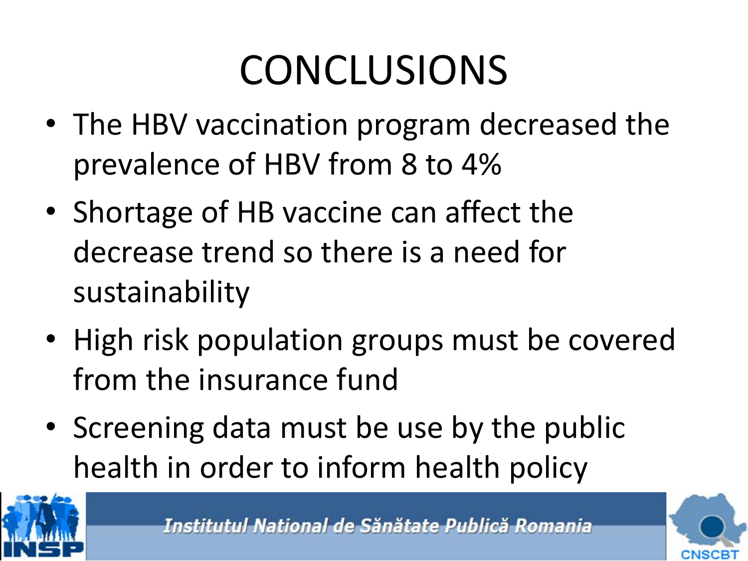# CONCLUSIONS

- The HBV vaccination program decreased the prevalence of HBV from 8 to 4%
- Shortage of HB vaccine can affect the decrease trend so there is a need for sustainability
- High risk population groups must be covered from the insurance fund
- Screening data must be use by the public health in order to inform health policy